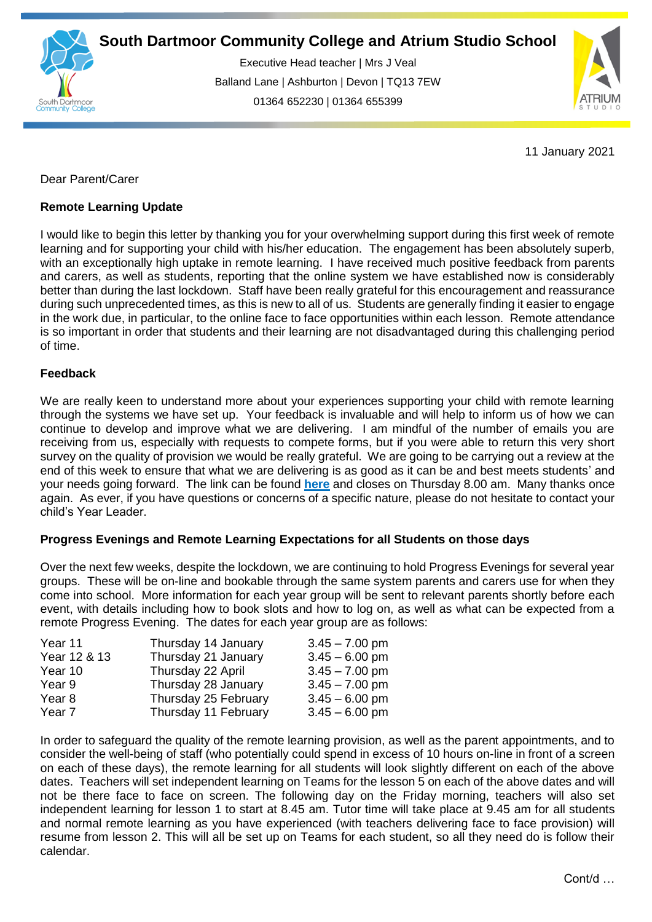# South Dartmoor Community College and Atrium Studio School

Executive Head teacher | Mrs J Veal
Balland Lane | Ashburton | Devon | TQ13 7EW
01364 652230 | 01364 655399

11 January 2021

Dear Parent/Carer

**Remote Learning Update**

I would like to begin this letter by thanking you for your overwhelming support during this first week of remote learning and for supporting your child with his/her education. The engagement has been absolutely superb, with an exceptionally high uptake in remote learning. I have received much positive feedback from parents and carers, as well as students, reporting that the online system we have established now is considerably better than during the last lockdown. Staff have been really grateful for this encouragement and reassurance during such unprecedented times, as this is new to all of us. Students are generally finding it easier to engage in the work due, in particular, to the online face to face opportunities within each lesson. Remote attendance is so important in order that students and their learning are not disadvantaged during this challenging period of time.

**Feedback**

We are really keen to understand more about your experiences supporting your child with remote learning through the systems we have set up. Your feedback is invaluable and will help to inform us of how we can continue to develop and improve what we are delivering. I am mindful of the number of emails you are receiving from us, especially with requests to compete forms, but if you were able to return this very short survey on the quality of provision we would be really grateful. We are going to be carrying out a review at the end of this week to ensure that what we are delivering is as good as it can be and best meets students' and your needs going forward. The link can be found **here** and closes on Thursday 8.00 am. Many thanks once again. As ever, if you have questions or concerns of a specific nature, please do not hesitate to contact your child's Year Leader.

**Progress Evenings and Remote Learning Expectations for all Students on those days**

Over the next few weeks, despite the lockdown, we are continuing to hold Progress Evenings for several year groups. These will be on-line and bookable through the same system parents and carers use for when they come into school. More information for each year group will be sent to relevant parents shortly before each event, with details including how to book slots and how to log on, as well as what can be expected from a remote Progress Evening. The dates for each year group are as follows:

| | | |
|---|---|---|
| Year 11 | Thursday 14 January | 3.45 – 7.00 pm |
| Year 12 & 13 | Thursday 21 January | 3.45 – 6.00 pm |
| Year 10 | Thursday 22 April | 3.45 – 7.00 pm |
| Year 9 | Thursday 28 January | 3.45 – 7.00 pm |
| Year 8 | Thursday 25 February | 3.45 – 6.00 pm |
| Year 7 | Thursday 11 February | 3.45 – 6.00 pm |

In order to safeguard the quality of the remote learning provision, as well as the parent appointments, and to consider the well-being of staff (who potentially could spend in excess of 10 hours on-line in front of a screen on each of these days), the remote learning for all students will look slightly different on each of the above dates. Teachers will set independent learning on Teams for the lesson 5 on each of the above dates and will not be there face to face on screen. The following day on the Friday morning, teachers will also set independent learning for lesson 1 to start at 8.45 am. Tutor time will take place at 9.45 am for all students and normal remote learning as you have experienced (with teachers delivering face to face provision) will resume from lesson 2. This will all be set up on Teams for each student, so all they need do is follow their calendar.

Cont/d …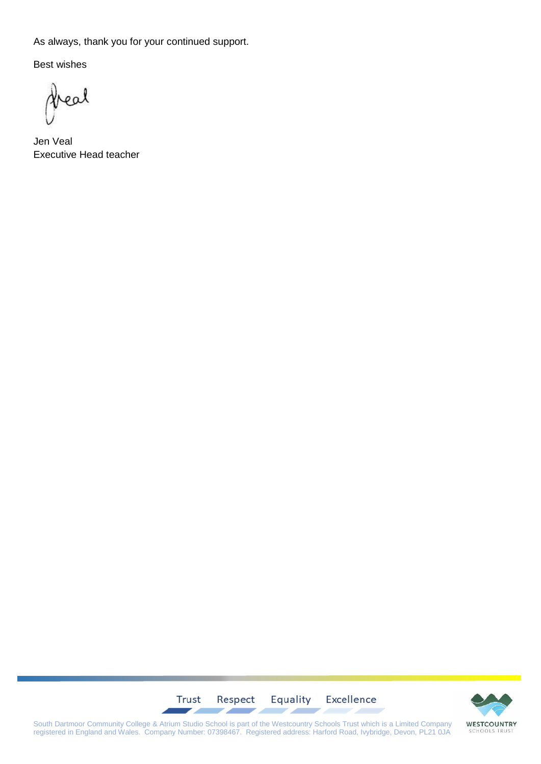As always, thank you for your continued support.

Best wishes

Jen Veal
Executive Head teacher